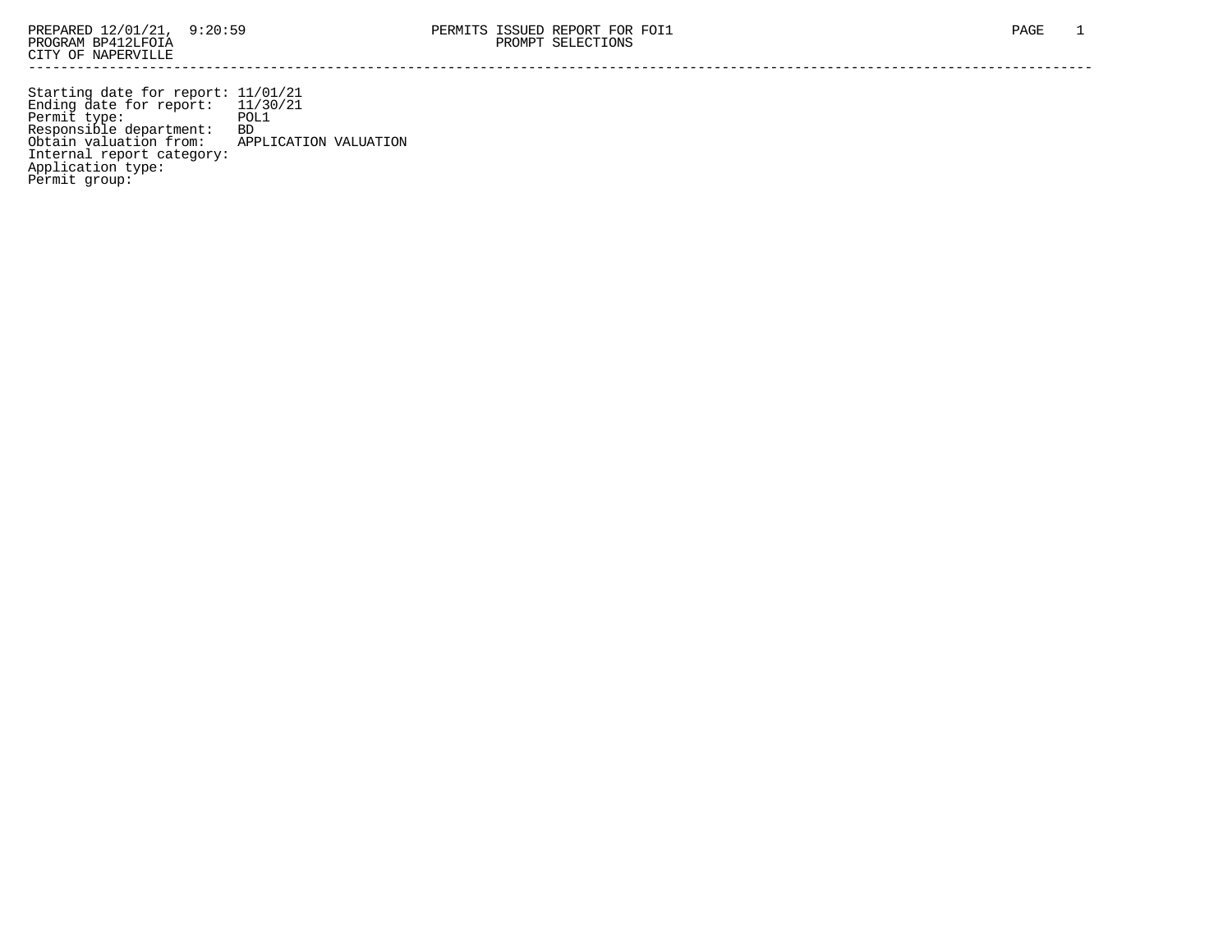PREPARED 12/01/21, 9:20:59
PROGRAM BP412LFOIA
CITY OF NAPERVILLE

PERMITS ISSUED REPORT FOR FOI1
PROMPT SELECTIONS

---

| | |
|---|---|
| Starting date for report: | 11/01/21 |
| Ending date for report: | 11/30/21 |
| Permit type: | POL1 |
| Responsible department: | BD |
| Obtain valuation from: | APPLICATION VALUATION |
| Internal report category: | |
| Application type: | |
| Permit group: | |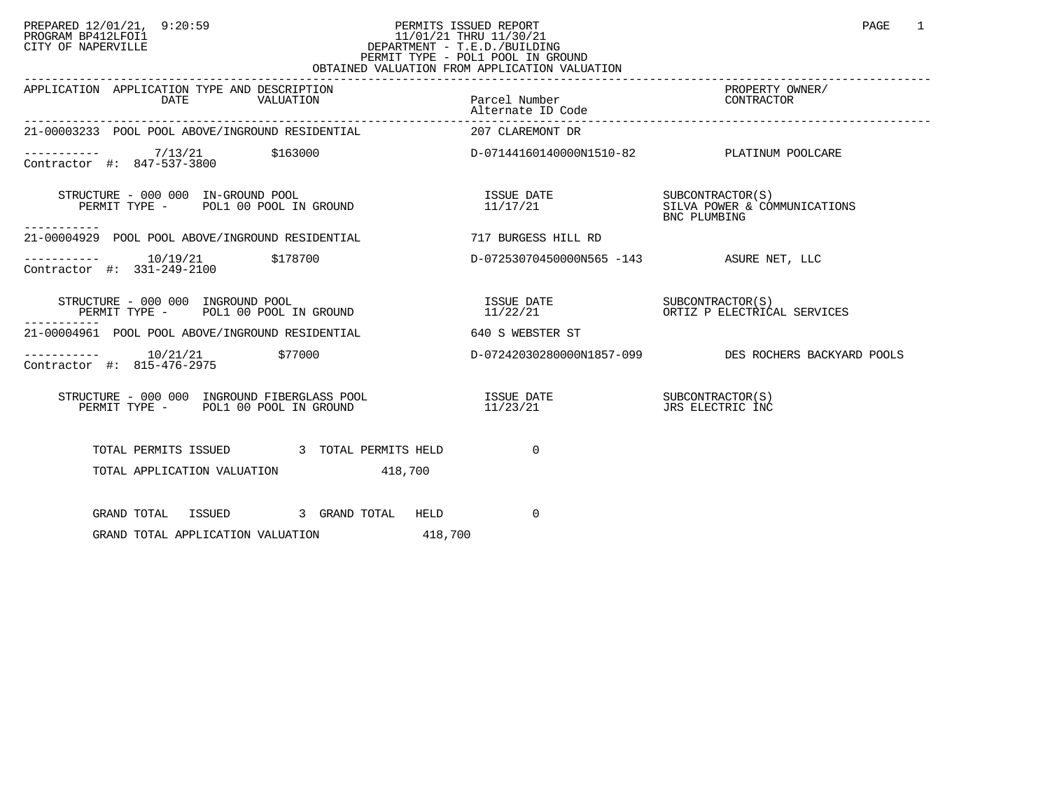PREPARED 12/01/21, 9:20:59
PROGRAM BP412LFOI1
CITY OF NAPERVILLE

# PERMITS ISSUED REPORT

11/01/21 THRU 11/30/21
DEPARTMENT - T.E.D./BUILDING
PERMIT TYPE - POL1 POOL IN GROUND
OBTAINED VALUATION FROM APPLICATION VALUATION

| APPLICATION | APPLICATION TYPE AND DESCRIPTION / DATE / VALUATION | Parcel Number / Alternate ID Code | PROPERTY OWNER/ CONTRACTOR |
|---|---|---|---|
| 21-00003233 | POOL POOL ABOVE/INGROUND RESIDENTIAL | 207 CLAREMONT DR | |
| | 7/13/21 $163000 | D-07144160140000N1510-82 | PLATINUM POOLCARE |
| Contractor #: 847-537-3800 | | | |
| | STRUCTURE - 000 000 IN-GROUND POOL | ISSUE DATE | SUBCONTRACTOR(S) |
| | PERMIT TYPE - POL1 00 POOL IN GROUND | 11/17/21 | SILVA POWER & COMMUNICATIONS |
| | | | BNC PLUMBING |
| 21-00004929 | POOL POOL ABOVE/INGROUND RESIDENTIAL | 717 BURGESS HILL RD | |
| | 10/19/21 $178700 | D-07253070450000N565 -143 | ASURE NET, LLC |
| Contractor #: 331-249-2100 | | | |
| | STRUCTURE - 000 000 INGROUND POOL | ISSUE DATE | SUBCONTRACTOR(S) |
| | PERMIT TYPE - POL1 00 POOL IN GROUND | 11/22/21 | ORTIZ P ELECTRICAL SERVICES |
| 21-00004961 | POOL POOL ABOVE/INGROUND RESIDENTIAL | 640 S WEBSTER ST | |
| | 10/21/21 $77000 | D-07242030280000N1857-099 | DES ROCHERS BACKYARD POOLS |
| Contractor #: 815-476-2975 | | | |
| | STRUCTURE - 000 000 INGROUND FIBERGLASS POOL | ISSUE DATE | SUBCONTRACTOR(S) |
| | PERMIT TYPE - POL1 00 POOL IN GROUND | 11/23/21 | JRS ELECTRIC INC |

TOTAL PERMITS ISSUED 3 TOTAL PERMITS HELD 0

TOTAL APPLICATION VALUATION 418,700

GRAND TOTAL ISSUED 3 GRAND TOTAL HELD 0

GRAND TOTAL APPLICATION VALUATION 418,700